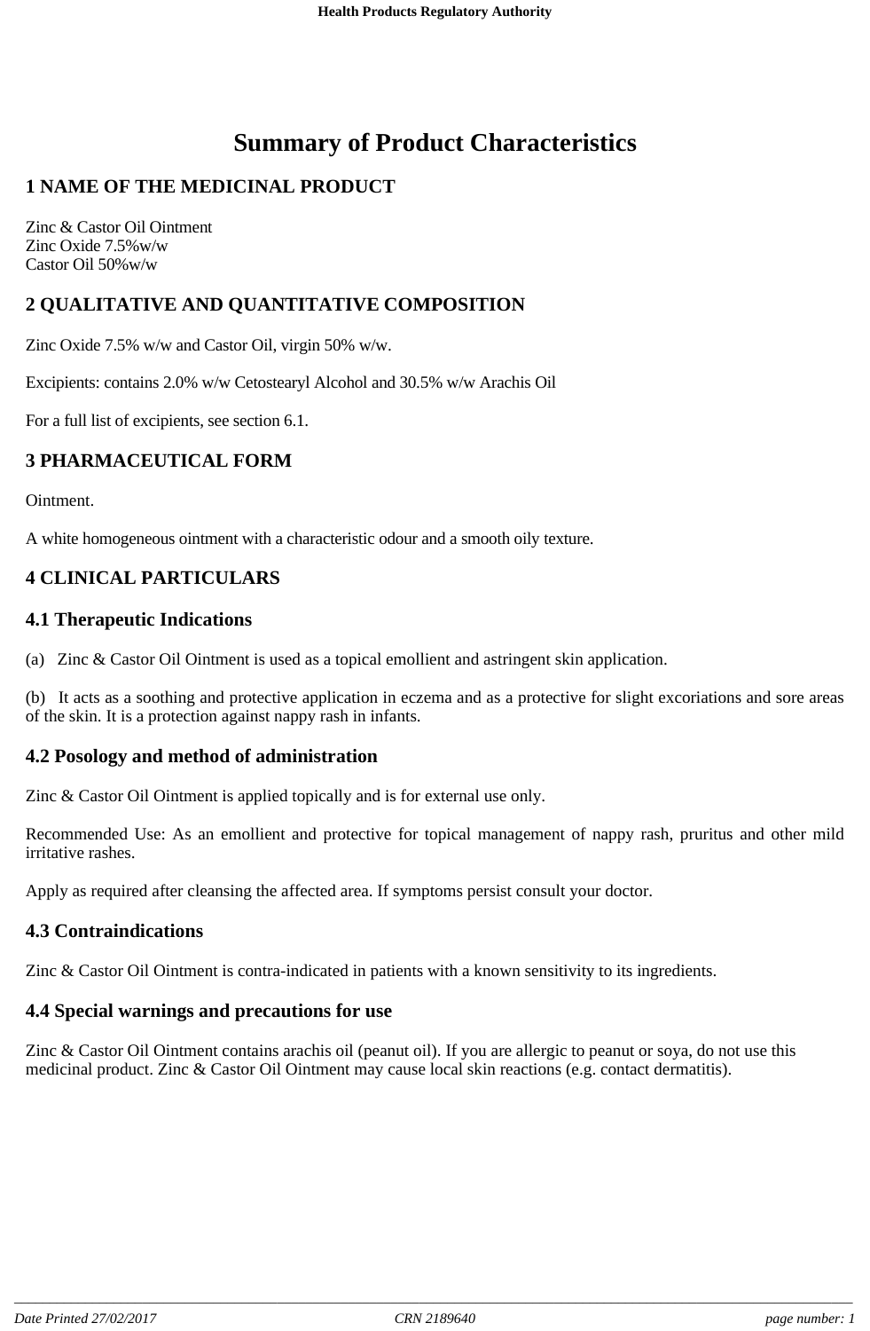# Summary of Product Characteristics

## 1 NAME OF THE MEDICINAL PRODUCT

Zinc & Castor Oil Ointment
Zinc Oxide 7.5%w/w
Castor Oil 50%w/w

## 2 QUALITATIVE AND QUANTITATIVE COMPOSITION

Zinc Oxide 7.5% w/w and Castor Oil, virgin 50% w/w.

Excipients: contains 2.0% w/w Cetostearyl Alcohol and 30.5% w/w Arachis Oil

For a full list of excipients, see section 6.1.

## 3 PHARMACEUTICAL FORM

Ointment.

A white homogeneous ointment with a characteristic odour and a smooth oily texture.

## 4 CLINICAL PARTICULARS

### 4.1 Therapeutic Indications

(a) Zinc & Castor Oil Ointment is used as a topical emollient and astringent skin application.

(b) It acts as a soothing and protective application in eczema and as a protective for slight excoriations and sore areas of the skin. It is a protection against nappy rash in infants.

### 4.2 Posology and method of administration

Zinc & Castor Oil Ointment is applied topically and is for external use only.

Recommended Use: As an emollient and protective for topical management of nappy rash, pruritus and other mild irritative rashes.

Apply as required after cleansing the affected area. If symptoms persist consult your doctor.

### 4.3 Contraindications

Zinc & Castor Oil Ointment is contra-indicated in patients with a known sensitivity to its ingredients.

### 4.4 Special warnings and precautions for use

Zinc & Castor Oil Ointment contains arachis oil (peanut oil). If you are allergic to peanut or soya, do not use this medicinal product. Zinc & Castor Oil Ointment may cause local skin reactions (e.g. contact dermatitis).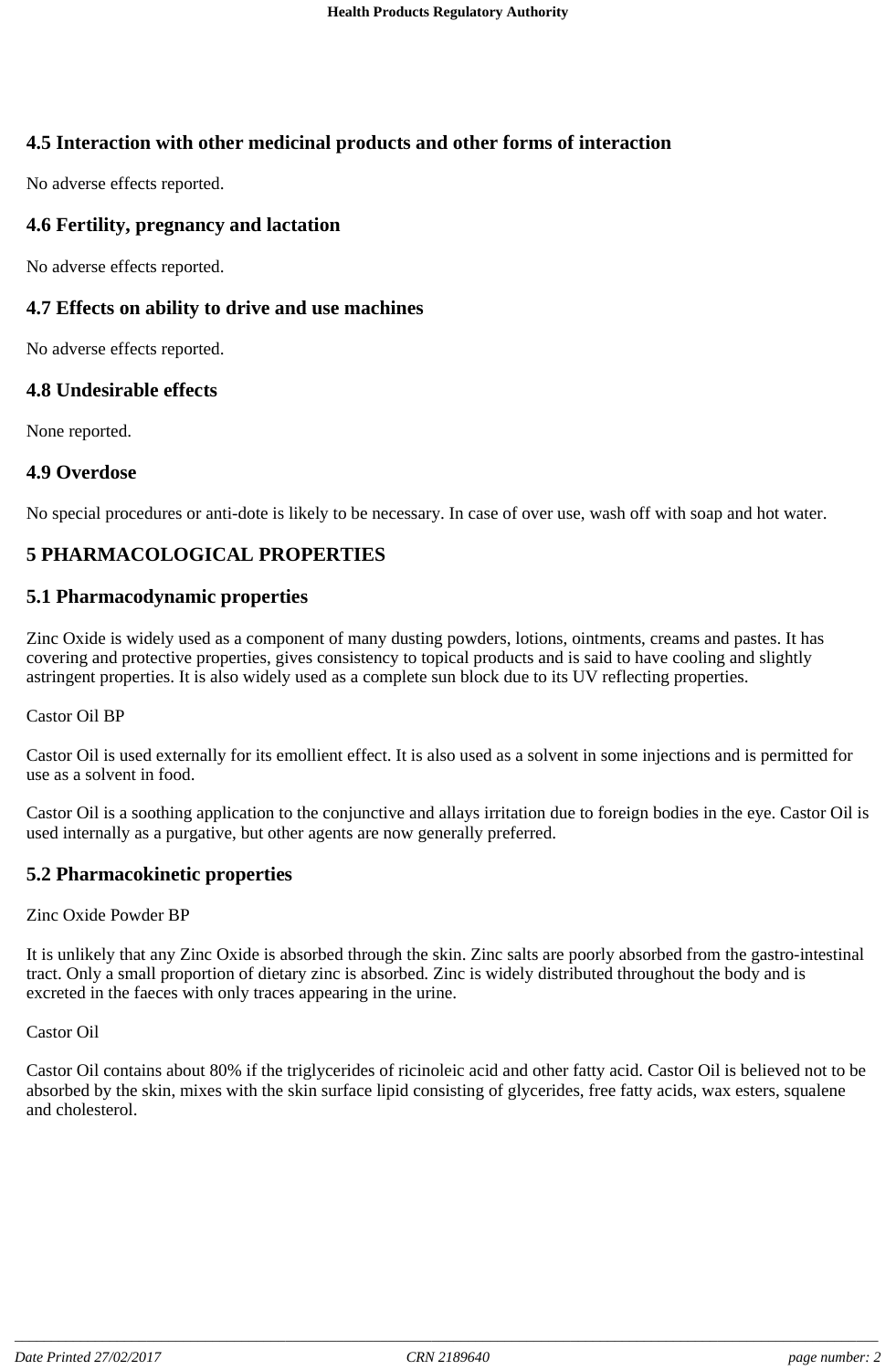## 4.5 Interaction with other medicinal products and other forms of interaction

No adverse effects reported.

## 4.6 Fertility, pregnancy and lactation

No adverse effects reported.

## 4.7 Effects on ability to drive and use machines

No adverse effects reported.

## 4.8 Undesirable effects

None reported.

## 4.9 Overdose

No special procedures or anti-dote is likely to be necessary. In case of over use, wash off with soap and hot water.

# 5 PHARMACOLOGICAL PROPERTIES

## 5.1 Pharmacodynamic properties

Zinc Oxide is widely used as a component of many dusting powders, lotions, ointments, creams and pastes. It has covering and protective properties, gives consistency to topical products and is said to have cooling and slightly astringent properties. It is also widely used as a complete sun block due to its UV reflecting properties.

Castor Oil BP

Castor Oil is used externally for its emollient effect. It is also used as a solvent in some injections and is permitted for use as a solvent in food.

Castor Oil is a soothing application to the conjunctive and allays irritation due to foreign bodies in the eye. Castor Oil is used internally as a purgative, but other agents are now generally preferred.

## 5.2 Pharmacokinetic properties

Zinc Oxide Powder BP

It is unlikely that any Zinc Oxide is absorbed through the skin. Zinc salts are poorly absorbed from the gastro-intestinal tract. Only a small proportion of dietary zinc is absorbed. Zinc is widely distributed throughout the body and is excreted in the faeces with only traces appearing in the urine.

Castor Oil

Castor Oil contains about 80% if the triglycerides of ricinoleic acid and other fatty acid. Castor Oil is believed not to be absorbed by the skin, mixes with the skin surface lipid consisting of glycerides, free fatty acids, wax esters, squalene and cholesterol.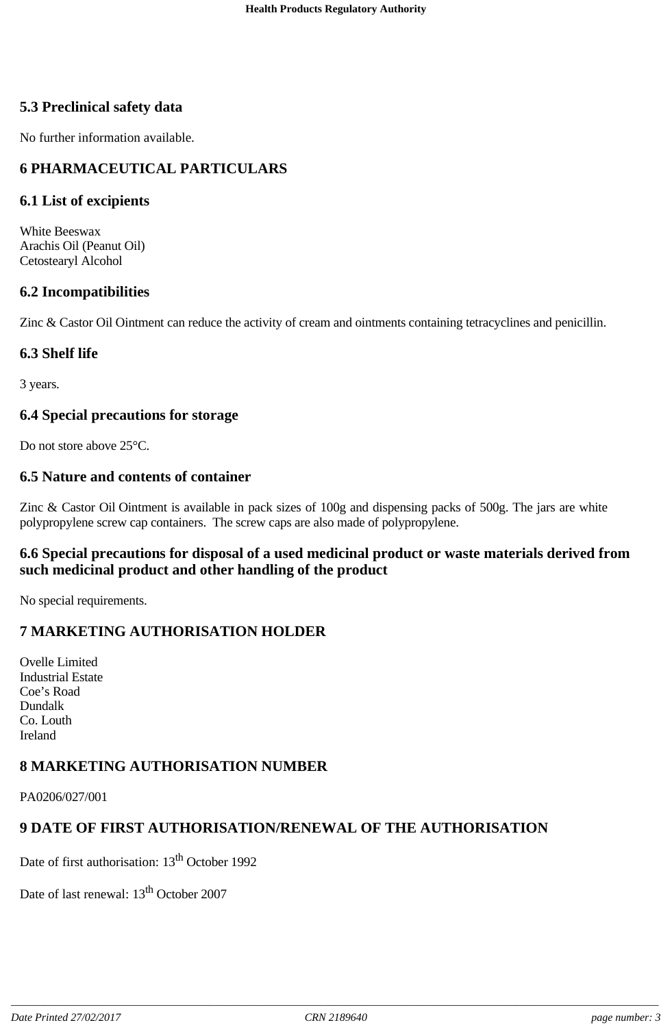## 5.3 Preclinical safety data

No further information available.

# 6 PHARMACEUTICAL PARTICULARS

## 6.1 List of excipients

White Beeswax
Arachis Oil (Peanut Oil)
Cetostearyl Alcohol

## 6.2 Incompatibilities

Zinc & Castor Oil Ointment can reduce the activity of cream and ointments containing tetracyclines and penicillin.

## 6.3 Shelf life

3 years.

## 6.4 Special precautions for storage

Do not store above 25°C.

## 6.5 Nature and contents of container

Zinc & Castor Oil Ointment is available in pack sizes of 100g and dispensing packs of 500g. The jars are white polypropylene screw cap containers. The screw caps are also made of polypropylene.

## 6.6 Special precautions for disposal of a used medicinal product or waste materials derived from such medicinal product and other handling of the product

No special requirements.

# 7 MARKETING AUTHORISATION HOLDER

Ovelle Limited
Industrial Estate
Coe's Road
Dundalk
Co. Louth
Ireland

# 8 MARKETING AUTHORISATION NUMBER

PA0206/027/001

# 9 DATE OF FIRST AUTHORISATION/RENEWAL OF THE AUTHORISATION

Date of first authorisation: 13th October 1992

Date of last renewal: 13th October 2007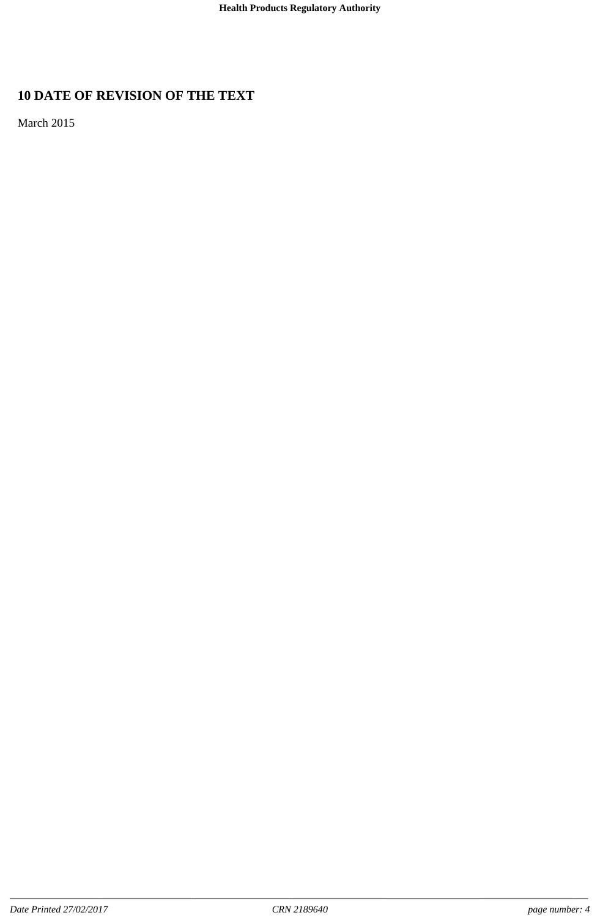## 10 DATE OF REVISION OF THE TEXT

March 2015